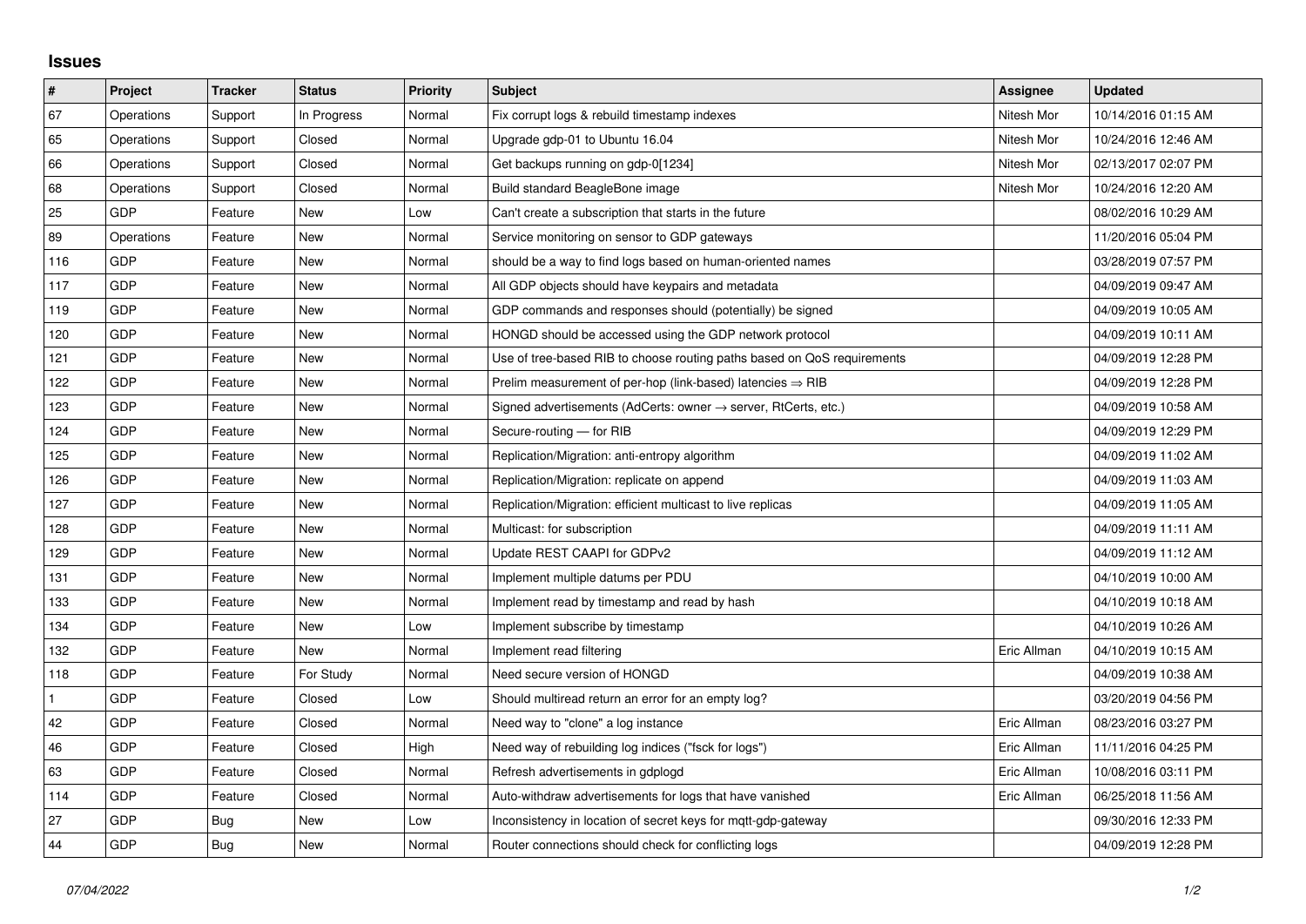## Issues

| # | Project | Tracker | Status | Priority | Subject | Assignee | Updated |
|---|---|---|---|---|---|---|---|
| 67 | Operations | Support | In Progress | Normal | Fix corrupt logs & rebuild timestamp indexes | Nitesh Mor | 10/14/2016 01:15 AM |
| 65 | Operations | Support | Closed | Normal | Upgrade gdp-01 to Ubuntu 16.04 | Nitesh Mor | 10/24/2016 12:46 AM |
| 66 | Operations | Support | Closed | Normal | Get backups running on gdp-0[1234] | Nitesh Mor | 02/13/2017 02:07 PM |
| 68 | Operations | Support | Closed | Normal | Build standard BeagleBone image | Nitesh Mor | 10/24/2016 12:20 AM |
| 25 | GDP | Feature | New | Low | Can't create a subscription that starts in the future | | 08/02/2016 10:29 AM |
| 89 | Operations | Feature | New | Normal | Service monitoring on sensor to GDP gateways | | 11/20/2016 05:04 PM |
| 116 | GDP | Feature | New | Normal | should be a way to find logs based on human-oriented names | | 03/28/2019 07:57 PM |
| 117 | GDP | Feature | New | Normal | All GDP objects should have keypairs and metadata | | 04/09/2019 09:47 AM |
| 119 | GDP | Feature | New | Normal | GDP commands and responses should (potentially) be signed | | 04/09/2019 10:05 AM |
| 120 | GDP | Feature | New | Normal | HONGD should be accessed using the GDP network protocol | | 04/09/2019 10:11 AM |
| 121 | GDP | Feature | New | Normal | Use of tree-based RIB to choose routing paths based on QoS requirements | | 04/09/2019 12:28 PM |
| 122 | GDP | Feature | New | Normal | Prelim measurement of per-hop (link-based) latencies ⇒ RIB | | 04/09/2019 12:28 PM |
| 123 | GDP | Feature | New | Normal | Signed advertisements (AdCerts: owner → server, RtCerts, etc.) | | 04/09/2019 10:58 AM |
| 124 | GDP | Feature | New | Normal | Secure-routing — for RIB | | 04/09/2019 12:29 PM |
| 125 | GDP | Feature | New | Normal | Replication/Migration: anti-entropy algorithm | | 04/09/2019 11:02 AM |
| 126 | GDP | Feature | New | Normal | Replication/Migration: replicate on append | | 04/09/2019 11:03 AM |
| 127 | GDP | Feature | New | Normal | Replication/Migration: efficient multicast to live replicas | | 04/09/2019 11:05 AM |
| 128 | GDP | Feature | New | Normal | Multicast: for subscription | | 04/09/2019 11:11 AM |
| 129 | GDP | Feature | New | Normal | Update REST CAAPI for GDPv2 | | 04/09/2019 11:12 AM |
| 131 | GDP | Feature | New | Normal | Implement multiple datums per PDU | | 04/10/2019 10:00 AM |
| 133 | GDP | Feature | New | Normal | Implement read by timestamp and read by hash | | 04/10/2019 10:18 AM |
| 134 | GDP | Feature | New | Low | Implement subscribe by timestamp | | 04/10/2019 10:26 AM |
| 132 | GDP | Feature | New | Normal | Implement read filtering | Eric Allman | 04/10/2019 10:15 AM |
| 118 | GDP | Feature | For Study | Normal | Need secure version of HONGD | | 04/09/2019 10:38 AM |
| 1 | GDP | Feature | Closed | Low | Should multiread return an error for an empty log? | | 03/20/2019 04:56 PM |
| 42 | GDP | Feature | Closed | Normal | Need way to "clone" a log instance | Eric Allman | 08/23/2016 03:27 PM |
| 46 | GDP | Feature | Closed | High | Need way of rebuilding log indices ("fsck for logs") | Eric Allman | 11/11/2016 04:25 PM |
| 63 | GDP | Feature | Closed | Normal | Refresh advertisements in gdplogd | Eric Allman | 10/08/2016 03:11 PM |
| 114 | GDP | Feature | Closed | Normal | Auto-withdraw advertisements for logs that have vanished | Eric Allman | 06/25/2018 11:56 AM |
| 27 | GDP | Bug | New | Low | Inconsistency in location of secret keys for mqtt-gdp-gateway | | 09/30/2016 12:33 PM |
| 44 | GDP | Bug | New | Normal | Router connections should check for conflicting logs | | 04/09/2019 12:28 PM |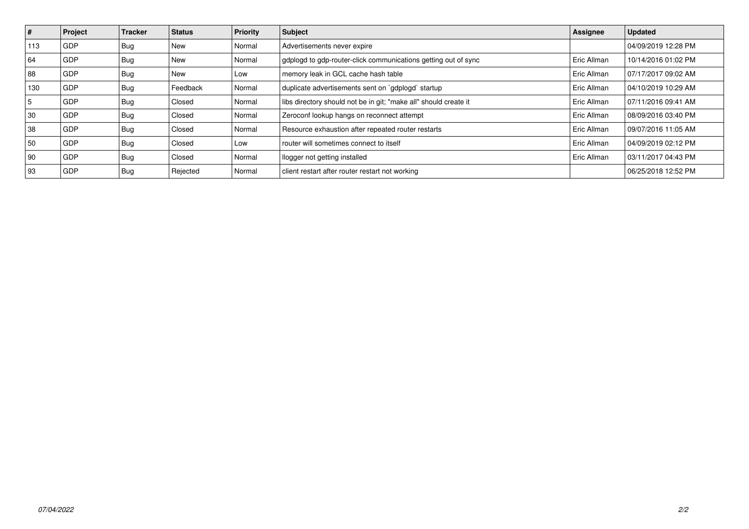| # | Project | Tracker | Status | Priority | Subject | Assignee | Updated |
|---|---|---|---|---|---|---|---|
| 113 | GDP | Bug | New | Normal | Advertisements never expire | | 04/09/2019 12:28 PM |
| 64 | GDP | Bug | New | Normal | gdplogd to gdp-router-click communications getting out of sync | Eric Allman | 10/14/2016 01:02 PM |
| 88 | GDP | Bug | New | Low | memory leak in GCL cache hash table | Eric Allman | 07/17/2017 09:02 AM |
| 130 | GDP | Bug | Feedback | Normal | duplicate advertisements sent on `gdplogd` startup | Eric Allman | 04/10/2019 10:29 AM |
| 5 | GDP | Bug | Closed | Normal | libs directory should not be in git; "make all" should create it | Eric Allman | 07/11/2016 09:41 AM |
| 30 | GDP | Bug | Closed | Normal | Zeroconf lookup hangs on reconnect attempt | Eric Allman | 08/09/2016 03:40 PM |
| 38 | GDP | Bug | Closed | Normal | Resource exhaustion after repeated router restarts | Eric Allman | 09/07/2016 11:05 AM |
| 50 | GDP | Bug | Closed | Low | router will sometimes connect to itself | Eric Allman | 04/09/2019 02:12 PM |
| 90 | GDP | Bug | Closed | Normal | llogger not getting installed | Eric Allman | 03/11/2017 04:43 PM |
| 93 | GDP | Bug | Rejected | Normal | client restart after router restart not working | | 06/25/2018 12:52 PM |